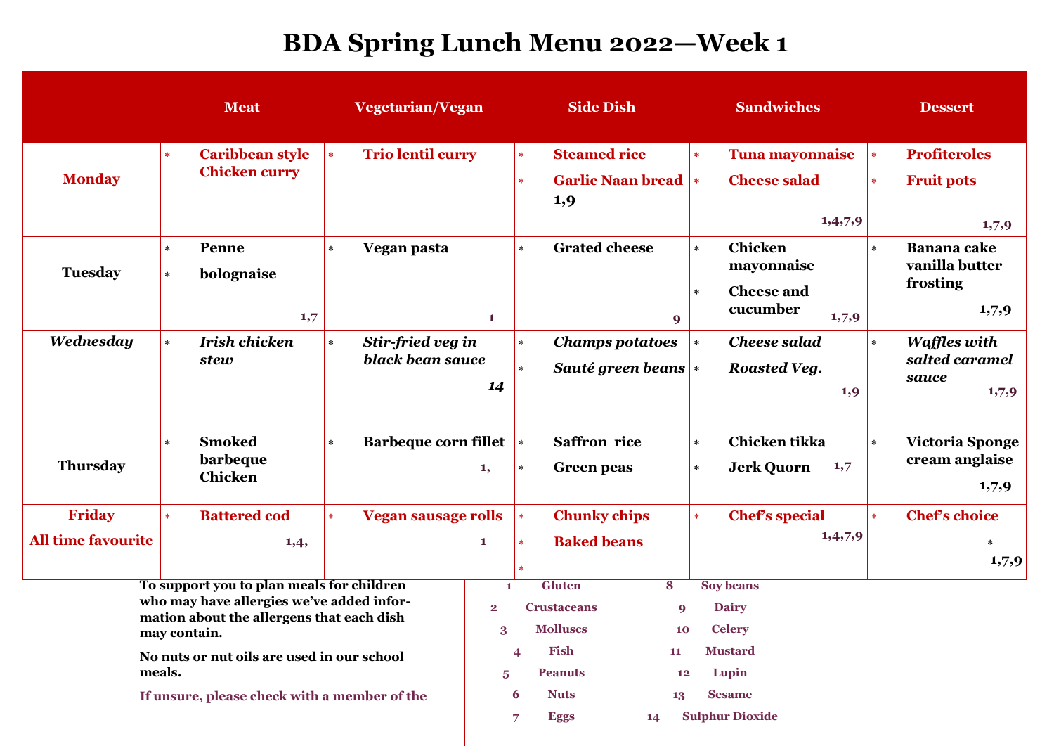# BDA Spring Lunch Menu 2022—Week 1

| | Meat | Vegetarian/Vegan | Side Dish | Sandwiches | Dessert |
|---|---|---|---|---|---|
| **Monday** | * **Caribbean style Chicken curry** | * **Trio lentil curry** | * **Steamed rice**<br>* **Garlic Naan bread** 1,9 | * **Tuna mayonnaise**<br>* **Cheese salad**<br>1,4,7,9 | * **Profiteroles**<br>* **Fruit pots**<br>1,7,9 |
| **Tuesday** | * **Penne**<br>* **bolognaise**<br>1,7 | * **Vegan pasta**<br>1 | * **Grated cheese**<br>9 | * **Chicken mayonnaise**<br>* **Cheese and cucumber** 1,7,9 | * **Banana cake vanilla butter frosting**<br>1,7,9 |
| ***Wednesday*** | * ***Irish chicken stew*** | * ***Stir-fried veg in black bean sauce***<br>*14* | * ***Champs potatoes***<br>* ***Sauté green beans*** | * ***Cheese salad***<br>* ***Roasted Veg.***<br>1,9 | * ***Waffles with salted caramel sauce***<br>1,7,9 |
| **Thursday** | * **Smoked barbeque Chicken** | * **Barbeque corn fillet**<br>1, | * **Saffron rice**<br>* **Green peas** | * **Chicken tikka**<br>* **Jerk Quorn** 1,7 | * **Victoria Sponge cream anglaise**<br>1,7,9 |
| **Friday**<br>**All time favourite** | * **Battered cod**<br>1,4, | * **Vegan sausage rolls**<br>1 | * **Chunky chips**<br>* **Baked beans**<br>* | * **Chef's special**<br>1,4,7,9 | * **Chef's choice**<br>*<br>1,7,9 |

**To support you to plan meals for children who may have allergies we've added information about the allergens that each dish may contain.**

**No nuts or nut oils are used in our school meals.**

**If unsure, please check with a member of the**

| | | | |
|---|---|---|---|
| 1 | Gluten | 8 | Soy beans |
| 2 | Crustaceans | 9 | Dairy |
| 3 | Molluscs | 10 | Celery |
| 4 | Fish | 11 | Mustard |
| 5 | Peanuts | 12 | Lupin |
| 6 | Nuts | 13 | Sesame |
| 7 | Eggs | 14 | Sulphur Dioxide |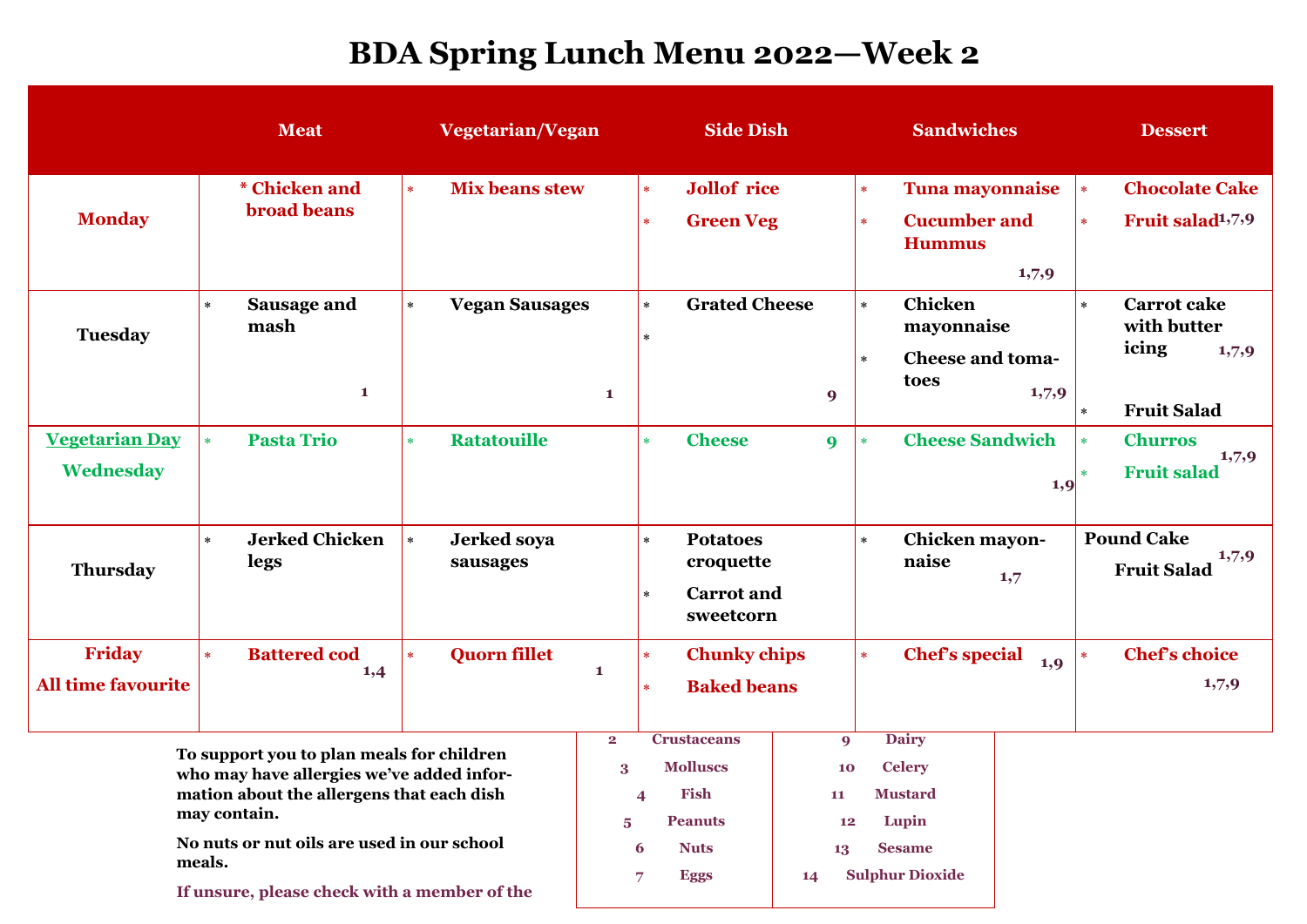# BDA Spring Lunch Menu 2022—Week 2

| | Meat | Vegetarian/Vegan | Side Dish | Sandwiches | Dessert |
|---|---|---|---|---|---|
| Monday | * Chicken and broad beans | * Mix beans stew | * Jollof rice<br>* Green Veg | * Tuna mayonnaise<br>* Cucumber and Hummus<br>1,7,9 | * Chocolate Cake<br>* Fruit salad 1,7,9 |
| Tuesday | * Sausage and mash<br>1 | * Vegan Sausages<br>1 | * Grated Cheese<br>*<br>9 | * Chicken mayonnaise<br>* Cheese and tomatoes 1,7,9 | * Carrot cake with butter icing 1,7,9<br>* Fruit Salad |
| Vegetarian Day Wednesday | * Pasta Trio | * Ratatouille | * Cheese 9 | * Cheese Sandwich<br>1,9 | * Churros 1,7,9<br>* Fruit salad |
| Thursday | * Jerked Chicken legs | * Jerked soya sausages | * Potatoes croquette<br>* Carrot and sweetcorn | * Chicken mayonnaise 1,7 | Pound Cake 1,7,9<br>Fruit Salad |
| Friday All time favourite | * Battered cod 1,4 | * Quorn fillet 1 | * Chunky chips<br>* Baked beans | * Chef's special 1,9 | * Chef's choice<br>1,7,9 |

To support you to plan meals for children who may have allergies we've added information about the allergens that each dish may contain.

No nuts or nut oils are used in our school meals.

If unsure, please check with a member of the

| | | | |
|---|---|---|---|
| 2 | Crustaceans | 9 | Dairy |
| 3 | Molluscs | 10 | Celery |
| 4 | Fish | 11 | Mustard |
| 5 | Peanuts | 12 | Lupin |
| 6 | Nuts | 13 | Sesame |
| 7 | Eggs | 14 | Sulphur Dioxide |